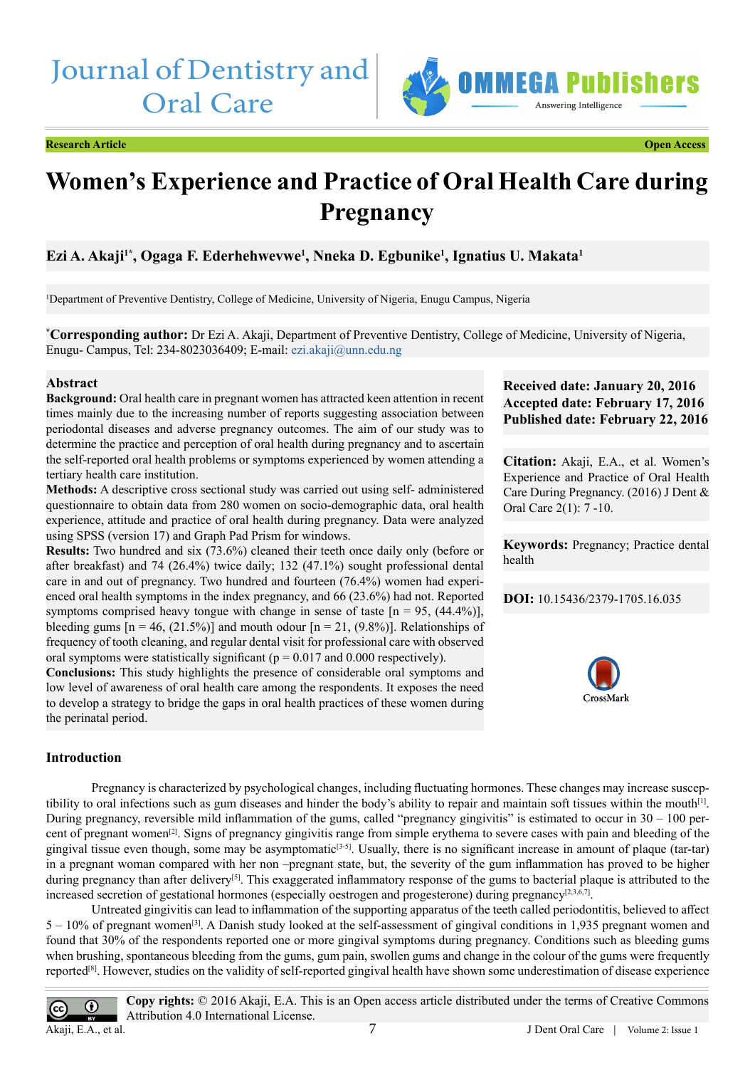Journal of Dentistry and Oral Care

**Research Article** **Open Access**

# Women's Experience and Practice of Oral Health Care during Pregnancy

**Ezi A. Akaji[1*], Ogaga F. Ederhehwevwe[1], Nneka D. Egbunike[1], Ignatius U. Makata[1]**

[1]Department of Preventive Dentistry, College of Medicine, University of Nigeria, Enugu Campus, Nigeria

[*]**Corresponding author:** Dr Ezi A. Akaji, Department of Preventive Dentistry, College of Medicine, University of Nigeria, Enugu- Campus, Tel: 234-8023036409; E-mail: ezi.akaji@unn.edu.ng

**Received date: January 20, 2016**
**Accepted date: February 17, 2016**
**Published date: February 22, 2016**

**Citation:** Akaji, E.A., et al. Women's Experience and Practice of Oral Health Care During Pregnancy. (2016) J Dent & Oral Care 2(1): 7 -10.

**Keywords:** Pregnancy; Practice dental health

**DOI:** 10.15436/2379-1705.16.035

## Abstract

**Background:** Oral health care in pregnant women has attracted keen attention in recent times mainly due to the increasing number of reports suggesting association between periodontal diseases and adverse pregnancy outcomes. The aim of our study was to determine the practice and perception of oral health during pregnancy and to ascertain the self-reported oral health problems or symptoms experienced by women attending a tertiary health care institution.

**Methods:** A descriptive cross sectional study was carried out using self- administered questionnaire to obtain data from 280 women on socio-demographic data, oral health experience, attitude and practice of oral health during pregnancy. Data were analyzed using SPSS (version 17) and Graph Pad Prism for windows.

**Results:** Two hundred and six (73.6%) cleaned their teeth once daily only (before or after breakfast) and 74 (26.4%) twice daily; 132 (47.1%) sought professional dental care in and out of pregnancy. Two hundred and fourteen (76.4%) women had experienced oral health symptoms in the index pregnancy, and 66 (23.6%) had not. Reported symptoms comprised heavy tongue with change in sense of taste [n = 95, (44.4%)], bleeding gums [n = 46, (21.5%)] and mouth odour [n = 21, (9.8%)]. Relationships of frequency of tooth cleaning, and regular dental visit for professional care with observed oral symptoms were statistically significant (p = 0.017 and 0.000 respectively).

**Conclusions:** This study highlights the presence of considerable oral symptoms and low level of awareness of oral health care among the respondents. It exposes the need to develop a strategy to bridge the gaps in oral health practices of these women during the perinatal period.

## Introduction

Pregnancy is characterized by psychological changes, including fluctuating hormones. These changes may increase susceptibility to oral infections such as gum diseases and hinder the body's ability to repair and maintain soft tissues within the mouth[1]. During pregnancy, reversible mild inflammation of the gums, called "pregnancy gingivitis" is estimated to occur in 30 – 100 percent of pregnant women[2]. Signs of pregnancy gingivitis range from simple erythema to severe cases with pain and bleeding of the gingival tissue even though, some may be asymptomatic[3-5]. Usually, there is no significant increase in amount of plaque (tar-tar) in a pregnant woman compared with her non –pregnant state, but, the severity of the gum inflammation has proved to be higher during pregnancy than after delivery[5]. This exaggerated inflammatory response of the gums to bacterial plaque is attributed to the increased secretion of gestational hormones (especially oestrogen and progesterone) during pregnancy[2,3,6,7].

Untreated gingivitis can lead to inflammation of the supporting apparatus of the teeth called periodontitis, believed to affect 5 – 10% of pregnant women[3]. A Danish study looked at the self-assessment of gingival conditions in 1,935 pregnant women and found that 30% of the respondents reported one or more gingival symptoms during pregnancy. Conditions such as bleeding gums when brushing, spontaneous bleeding from the gums, gum pain, swollen gums and change in the colour of the gums were frequently reported[8]. However, studies on the validity of self-reported gingival health have shown some underestimation of disease experience

**Copy rights:** © 2016 Akaji, E.A. This is an Open access article distributed under the terms of Creative Commons Attribution 4.0 International License.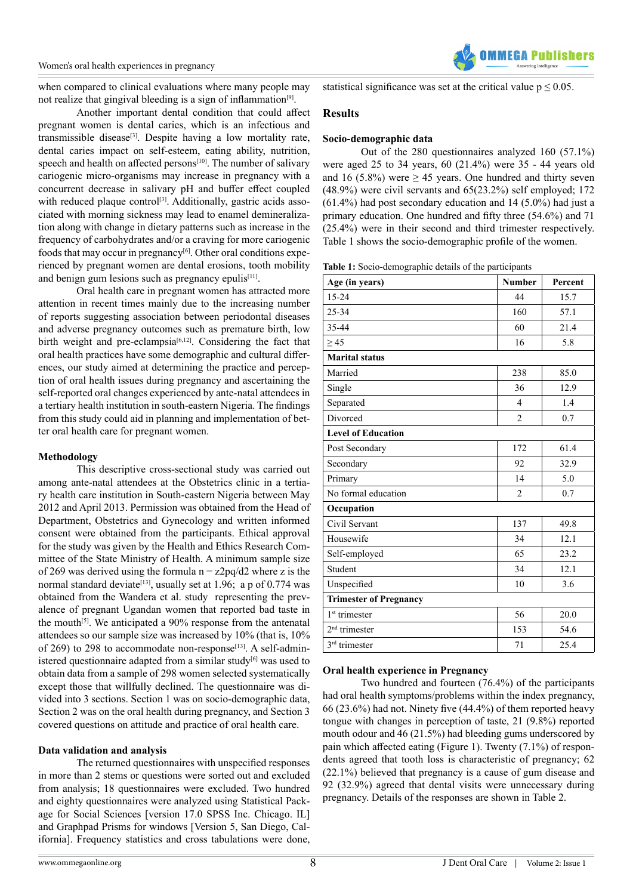when compared to clinical evaluations where many people may not realize that gingival bleeding is a sign of inflammation[9].

Another important dental condition that could affect pregnant women is dental caries, which is an infectious and transmissible disease[3]. Despite having a low mortality rate, dental caries impact on self-esteem, eating ability, nutrition, speech and health on affected persons[10]. The number of salivary cariogenic micro-organisms may increase in pregnancy with a concurrent decrease in salivary pH and buffer effect coupled with reduced plaque control[3]. Additionally, gastric acids associated with morning sickness may lead to enamel demineralization along with change in dietary patterns such as increase in the frequency of carbohydrates and/or a craving for more cariogenic foods that may occur in pregnancy[6]. Other oral conditions experienced by pregnant women are dental erosions, tooth mobility and benign gum lesions such as pregnancy epulis[11].

Oral health care in pregnant women has attracted more attention in recent times mainly due to the increasing number of reports suggesting association between periodontal diseases and adverse pregnancy outcomes such as premature birth, low birth weight and pre-eclampsia[6,12]. Considering the fact that oral health practices have some demographic and cultural differences, our study aimed at determining the practice and perception of oral health issues during pregnancy and ascertaining the self-reported oral changes experienced by ante-natal attendees in a tertiary health institution in south-eastern Nigeria. The findings from this study could aid in planning and implementation of better oral health care for pregnant women.

## Methodology

This descriptive cross-sectional study was carried out among ante-natal attendees at the Obstetrics clinic in a tertiary health care institution in South-eastern Nigeria between May 2012 and April 2013. Permission was obtained from the Head of Department, Obstetrics and Gynecology and written informed consent were obtained from the participants. Ethical approval for the study was given by the Health and Ethics Research Committee of the State Ministry of Health. A minimum sample size of 269 was derived using the formula $n = z2pq/d2$ where z is the normal standard deviate[13], usually set at 1.96; a p of 0.774 was obtained from the Wandera et al. study representing the prevalence of pregnant Ugandan women that reported bad taste in the mouth[5]. We anticipated a 90% response from the antenatal attendees so our sample size was increased by 10% (that is, 10% of 269) to 298 to accommodate non-response[13]. A self-administered questionnaire adapted from a similar study[6] was used to obtain data from a sample of 298 women selected systematically except those that willfully declined. The questionnaire was divided into 3 sections. Section 1 was on socio-demographic data, Section 2 was on the oral health during pregnancy, and Section 3 covered questions on attitude and practice of oral health care.

### Data validation and analysis

The returned questionnaires with unspecified responses in more than 2 stems or questions were sorted out and excluded from analysis; 18 questionnaires were excluded. Two hundred and eighty questionnaires were analyzed using Statistical Package for Social Sciences [version 17.0 SPSS Inc. Chicago. IL] and Graphpad Prisms for windows [Version 5, San Diego, California]. Frequency statistics and cross tabulations were done, statistical significance was set at the critical value $p \leq 0.05$.

## Results

### Socio-demographic data

Out of the 280 questionnaires analyzed 160 (57.1%) were aged 25 to 34 years, 60 (21.4%) were 35 - 44 years old and 16 (5.8%) were ≥ 45 years. One hundred and thirty seven (48.9%) were civil servants and 65(23.2%) self employed; 172 (61.4%) had post secondary education and 14 (5.0%) had just a primary education. One hundred and fifty three (54.6%) and 71 (25.4%) were in their second and third trimester respectively. Table 1 shows the socio-demographic profile of the women.

**Table 1:** Socio-demographic details of the participants

| Age (in years) | Number | Percent |
|---|---|---|
| 15-24 | 44 | 15.7 |
| 25-34 | 160 | 57.1 |
| 35-44 | 60 | 21.4 |
| ≥ 45 | 16 | 5.8 |
| **Marital status** | | |
| Married | 238 | 85.0 |
| Single | 36 | 12.9 |
| Separated | 4 | 1.4 |
| Divorced | 2 | 0.7 |
| **Level of Education** | | |
| Post Secondary | 172 | 61.4 |
| Secondary | 92 | 32.9 |
| Primary | 14 | 5.0 |
| No formal education | 2 | 0.7 |
| **Occupation** | | |
| Civil Servant | 137 | 49.8 |
| Housewife | 34 | 12.1 |
| Self-employed | 65 | 23.2 |
| Student | 34 | 12.1 |
| Unspecified | 10 | 3.6 |
| **Trimester of Pregnancy** | | |
| 1st trimester | 56 | 20.0 |
| 2nd trimester | 153 | 54.6 |
| 3rd trimester | 71 | 25.4 |

### Oral health experience in Pregnancy

Two hundred and fourteen (76.4%) of the participants had oral health symptoms/problems within the index pregnancy, 66 (23.6%) had not. Ninety five (44.4%) of them reported heavy tongue with changes in perception of taste, 21 (9.8%) reported mouth odour and 46 (21.5%) had bleeding gums underscored by pain which affected eating (Figure 1). Twenty (7.1%) of respondents agreed that tooth loss is characteristic of pregnancy; 62 (22.1%) believed that pregnancy is a cause of gum disease and 92 (32.9%) agreed that dental visits were unnecessary during pregnancy. Details of the responses are shown in Table 2.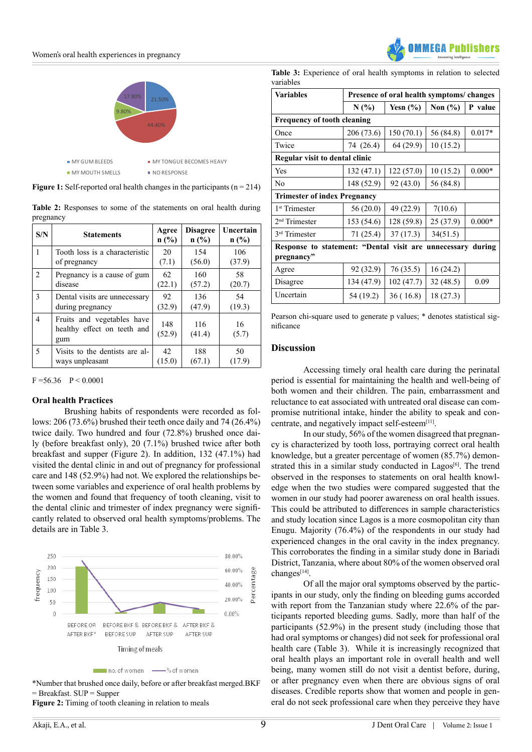Figure 1: Self-reported oral health changes in the participants (n = 214)

Table 2: Responses to some of the statements on oral health during pregnancy

| S/N | Statements | Agree n (%) | Disagree n (%) | Uncertain n (%) |
|---|---|---|---|---|
| 1 | Tooth loss is a characteristic of pregnancy | 20 (7.1) | 154 (56.0) | 106 (37.9) |
| 2 | Pregnancy is a cause of gum disease | 62 (22.1) | 160 (57.2) | 58 (20.7) |
| 3 | Dental visits are unnecessary during pregnancy | 92 (32.9) | 136 (47.9) | 54 (19.3) |
| 4 | Fruits and vegetables have healthy effect on teeth and gum | 148 (52.9) | 116 (41.4) | 16 (5.7) |
| 5 | Visits to the dentists are always unpleasant | 42 (15.0) | 188 (67.1) | 50 (17.9) |

F =56.36 P < 0.0001

### Oral health Practices

Brushing habits of respondents were recorded as follows: 206 (73.6%) brushed their teeth once daily and 74 (26.4%) twice daily. Two hundred and four (72.8%) brushed once daily (before breakfast only), 20 (7.1%) brushed twice after both breakfast and supper (Figure 2). In addition, 132 (47.1%) had visited the dental clinic in and out of pregnancy for professional care and 148 (52.9%) had not. We explored the relationships between some variables and experience of oral health problems by the women and found that frequency of tooth cleaning, visit to the dental clinic and trimester of index pregnancy were significantly related to observed oral health symptoms/problems. The details are in Table 3.

*Number that brushed once daily, before or after breakfast merged. BKF = Breakfast. SUP = Supper

Figure 2: Timing of tooth cleaning in relation to meals

Table 3: Experience of oral health symptoms in relation to selected variables

| Variables | Presence of oral health symptoms/ changes | | | |
|---|---|---|---|---|
| | N (%) | Yes (%) | Non (%) | P value |
| **Frequency of tooth cleaning** | | | | |
| Once | 206 (73.6) | 150 (70.1) | 56 (84.8) | 0.017* |
| Twice | 74 (26.4) | 64 (29.9) | 10 (15.2) | |
| **Regular visit to dental clinic** | | | | |
| Yes | 132 (47.1) | 122 (57.0) | 10 (15.2) | 0.000* |
| No | 148 (52.9) | 92 (43.0) | 56 (84.8) | |
| **Trimester of index Pregnancy** | | | | |
| 1st Trimester | 56 (20.0) | 49 (22.9) | 7(10.6) | |
| 2nd Trimester | 153 (54.6) | 128 (59.8) | 25 (37.9) | 0.000* |
| 3rd Trimester | 71 (25.4) | 37 (17.3) | 34(51.5) | |
| **Response to statement: "Dental visit are unnecessary during pregnancy"** | | | | |
| Agree | 92 (32.9) | 76 (35.5) | 16 (24.2) | |
| Disagree | 134 (47.9) | 102 (47.7) | 32 (48.5) | 0.09 |
| Uncertain | 54 (19.2) | 36 ( 16.8) | 18 (27.3) | |

Pearson chi-square used to generate p values; * denotes statistical significance

## Discussion

Accessing timely oral health care during the perinatal period is essential for maintaining the health and well-being of both women and their children. The pain, embarrassment and reluctance to eat associated with untreated oral disease can compromise nutritional intake, hinder the ability to speak and concentrate, and negatively impact self-esteem[11].

In our study, 56% of the women disagreed that pregnancy is characterized by tooth loss, portraying correct oral health knowledge, but a greater percentage of women (85.7%) demonstrated this in a similar study conducted in Lagos[6]. The trend observed in the responses to statements on oral health knowledge when the two studies were compared suggested that the women in our study had poorer awareness on oral health issues. This could be attributed to differences in sample characteristics and study location since Lagos is a more cosmopolitan city than Enugu. Majority (76.4%) of the respondents in our study had experienced changes in the oral cavity in the index pregnancy. This corroborates the finding in a similar study done in Bariadi District, Tanzania, where about 80% of the women observed oral changes[14].

Of all the major oral symptoms observed by the participants in our study, only the finding on bleeding gums accorded with report from the Tanzanian study where 22.6% of the participants reported bleeding gums. Sadly, more than half of the participants (52.9%) in the present study (including those that had oral symptoms or changes) did not seek for professional oral health care (Table 3). While it is increasingly recognized that oral health plays an important role in overall health and well being, many women still do not visit a dentist before, during, or after pregnancy even when there are obvious signs of oral diseases. Credible reports show that women and people in general do not seek professional care when they perceive they have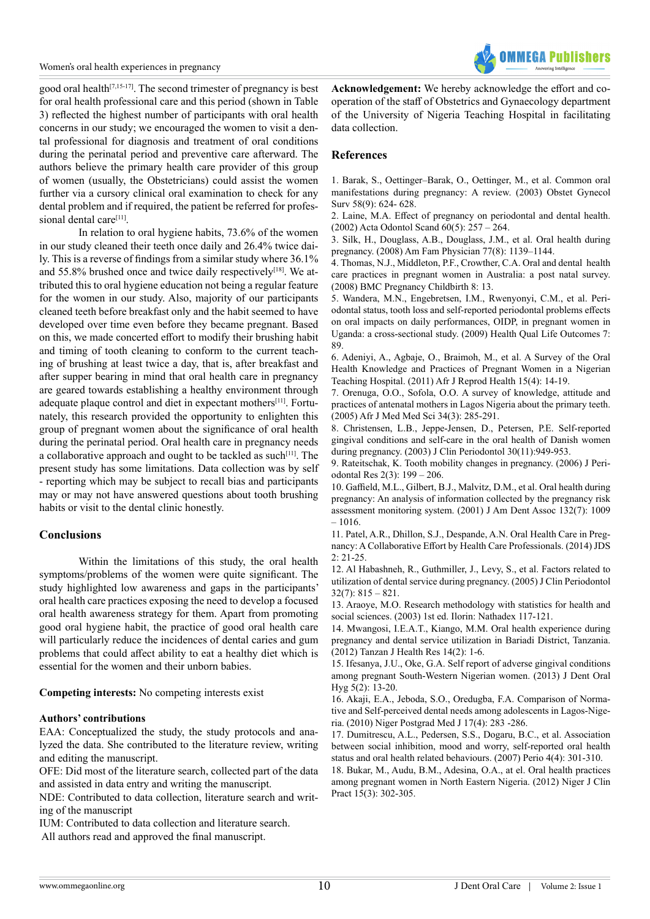good oral health[7,15-17]. The second trimester of pregnancy is best for oral health professional care and this period (shown in Table 3) reflected the highest number of participants with oral health concerns in our study; we encouraged the women to visit a dental professional for diagnosis and treatment of oral conditions during the perinatal period and preventive care afterward. The authors believe the primary health care provider of this group of women (usually, the Obstetricians) could assist the women further via a cursory clinical oral examination to check for any dental problem and if required, the patient be referred for professional dental care[11].

In relation to oral hygiene habits, 73.6% of the women in our study cleaned their teeth once daily and 26.4% twice daily. This is a reverse of findings from a similar study where 36.1% and 55.8% brushed once and twice daily respectively[18]. We attributed this to oral hygiene education not being a regular feature for the women in our study. Also, majority of our participants cleaned teeth before breakfast only and the habit seemed to have developed over time even before they became pregnant. Based on this, we made concerted effort to modify their brushing habit and timing of tooth cleaning to conform to the current teaching of brushing at least twice a day, that is, after breakfast and after supper bearing in mind that oral health care in pregnancy are geared towards establishing a healthy environment through adequate plaque control and diet in expectant mothers[11]. Fortunately, this research provided the opportunity to enlighten this group of pregnant women about the significance of oral health during the perinatal period. Oral health care in pregnancy needs a collaborative approach and ought to be tackled as such[11]. The present study has some limitations. Data collection was by self - reporting which may be subject to recall bias and participants may or may not have answered questions about tooth brushing habits or visit to the dental clinic honestly.

## Conclusions

Within the limitations of this study, the oral health symptoms/problems of the women were quite significant. The study highlighted low awareness and gaps in the participants' oral health care practices exposing the need to develop a focused oral health awareness strategy for them. Apart from promoting good oral hygiene habit, the practice of good oral health care will particularly reduce the incidences of dental caries and gum problems that could affect ability to eat a healthy diet which is essential for the women and their unborn babies.

**Competing interests:** No competing interests exist

**Authors' contributions**

EAA: Conceptualized the study, the study protocols and analyzed the data. She contributed to the literature review, writing and editing the manuscript.

OFE: Did most of the literature search, collected part of the data and assisted in data entry and writing the manuscript.

NDE: Contributed to data collection, literature search and writing of the manuscript

IUM: Contributed to data collection and literature search.

All authors read and approved the final manuscript.

**Acknowledgement:** We hereby acknowledge the effort and cooperation of the staff of Obstetrics and Gynaecology department of the University of Nigeria Teaching Hospital in facilitating data collection.

## References

1. Barak, S., Oettinger–Barak, O., Oettinger, M., et al. Common oral manifestations during pregnancy: A review. (2003) Obstet Gynecol Surv 58(9): 624- 628.
2. Laine, M.A. Effect of pregnancy on periodontal and dental health. (2002) Acta Odontol Scand 60(5): 257 – 264.
3. Silk, H., Douglass, A.B., Douglass, J.M., et al. Oral health during pregnancy. (2008) Am Fam Physician 77(8): 1139–1144.
4. Thomas, N.J., Middleton, P.F., Crowther, C.A. Oral and dental health care practices in pregnant women in Australia: a post natal survey. (2008) BMC Pregnancy Childbirth 8: 13.
5. Wandera, M.N., Engebretsen, I.M., Rwenyonyi, C.M., et al. Periodontal status, tooth loss and self-reported periodontal problems effects on oral impacts on daily performances, OIDP, in pregnant women in Uganda: a cross-sectional study. (2009) Health Qual Life Outcomes 7: 89.
6. Adeniyi, A., Agbaje, O., Braimoh, M., et al. A Survey of the Oral Health Knowledge and Practices of Pregnant Women in a Nigerian Teaching Hospital. (2011) Afr J Reprod Health 15(4): 14-19.
7. Orenuga, O.O., Sofola, O.O. A survey of knowledge, attitude and practices of antenatal mothers in Lagos Nigeria about the primary teeth. (2005) Afr J Med Med Sci 34(3): 285-291.
8. Christensen, L.B., Jeppe-Jensen, D., Petersen, P.E. Self-reported gingival conditions and self-care in the oral health of Danish women during pregnancy. (2003) J Clin Periodontol 30(11):949-953.
9. Rateitschak, K. Tooth mobility changes in pregnancy. (2006) J Periodontal Res 2(3): 199 – 206.
10. Gaffield, M.L., Gilbert, B.J., Malvitz, D.M., et al. Oral health during pregnancy: An analysis of information collected by the pregnancy risk assessment monitoring system. (2001) J Am Dent Assoc 132(7): 1009 – 1016.
11. Patel, A.R., Dhillon, S.J., Despande, A.N. Oral Health Care in Pregnancy: A Collaborative Effort by Health Care Professionals. (2014) JDS 2: 21-25.
12. Al Habashneh, R., Guthmiller, J., Levy, S., et al. Factors related to utilization of dental service during pregnancy. (2005) J Clin Periodontol 32(7): 815 – 821.
13. Araoye, M.O. Research methodology with statistics for health and social sciences. (2003) 1st ed. Ilorin: Nathadex 117-121.
14. Mwangosi, I.E.A.T., Kiango, M.M. Oral health experience during pregnancy and dental service utilization in Bariadi District, Tanzania. (2012) Tanzan J Health Res 14(2): 1-6.
15. Ifesanya, J.U., Oke, G.A. Self report of adverse gingival conditions among pregnant South-Western Nigerian women. (2013) J Dent Oral Hyg 5(2): 13-20.
16. Akaji, E.A., Jeboda, S.O., Oredugba, F.A. Comparison of Normative and Self-perceived dental needs among adolescents in Lagos-Nigeria. (2010) Niger Postgrad Med J 17(4): 283 -286.
17. Dumitrescu, A.L., Pedersen, S.S., Dogaru, B.C., et al. Association between social inhibition, mood and worry, self-reported oral health status and oral health related behaviours. (2007) Perio 4(4): 301-310.
18. Bukar, M., Audu, B.M., Adesina, O.A., at el. Oral health practices among pregnant women in North Eastern Nigeria. (2012) Niger J Clin Pract 15(3): 302-305.